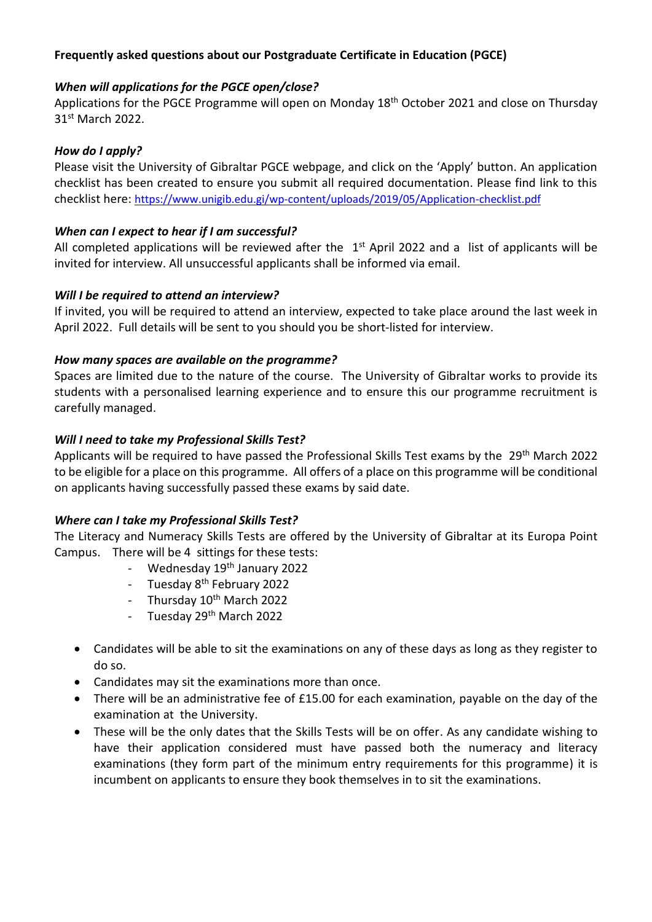**Frequently asked questions about our Postgraduate Certificate in Education (PGCE)**

***When will applications for the PGCE open/close?***

Applications for the PGCE Programme will open on Monday 18th October 2021 and close on Thursday 31st March 2022.

***How do I apply?***

Please visit the University of Gibraltar PGCE webpage, and click on the 'Apply' button. An application checklist has been created to ensure you submit all required documentation. Please find link to this checklist here: https://www.unigib.edu.gi/wp-content/uploads/2019/05/Application-checklist.pdf

***When can I expect to hear if I am successful?***

All completed applications will be reviewed after the 1st April 2022 and a list of applicants will be invited for interview. All unsuccessful applicants shall be informed via email.

***Will I be required to attend an interview?***

If invited, you will be required to attend an interview, expected to take place around the last week in April 2022. Full details will be sent to you should you be short-listed for interview.

***How many spaces are available on the programme?***

Spaces are limited due to the nature of the course. The University of Gibraltar works to provide its students with a personalised learning experience and to ensure this our programme recruitment is carefully managed.

***Will I need to take my Professional Skills Test?***

Applicants will be required to have passed the Professional Skills Test exams by the 29th March 2022 to be eligible for a place on this programme. All offers of a place on this programme will be conditional on applicants having successfully passed these exams by said date.

***Where can I take my Professional Skills Test?***

The Literacy and Numeracy Skills Tests are offered by the University of Gibraltar at its Europa Point Campus. There will be 4 sittings for these tests:

- Wednesday 19th January 2022
- Tuesday 8th February 2022
- Thursday 10th March 2022
- Tuesday 29th March 2022

- Candidates will be able to sit the examinations on any of these days as long as they register to do so.
- Candidates may sit the examinations more than once.
- There will be an administrative fee of £15.00 for each examination, payable on the day of the examination at the University.
- These will be the only dates that the Skills Tests will be on offer. As any candidate wishing to have their application considered must have passed both the numeracy and literacy examinations (they form part of the minimum entry requirements for this programme) it is incumbent on applicants to ensure they book themselves in to sit the examinations.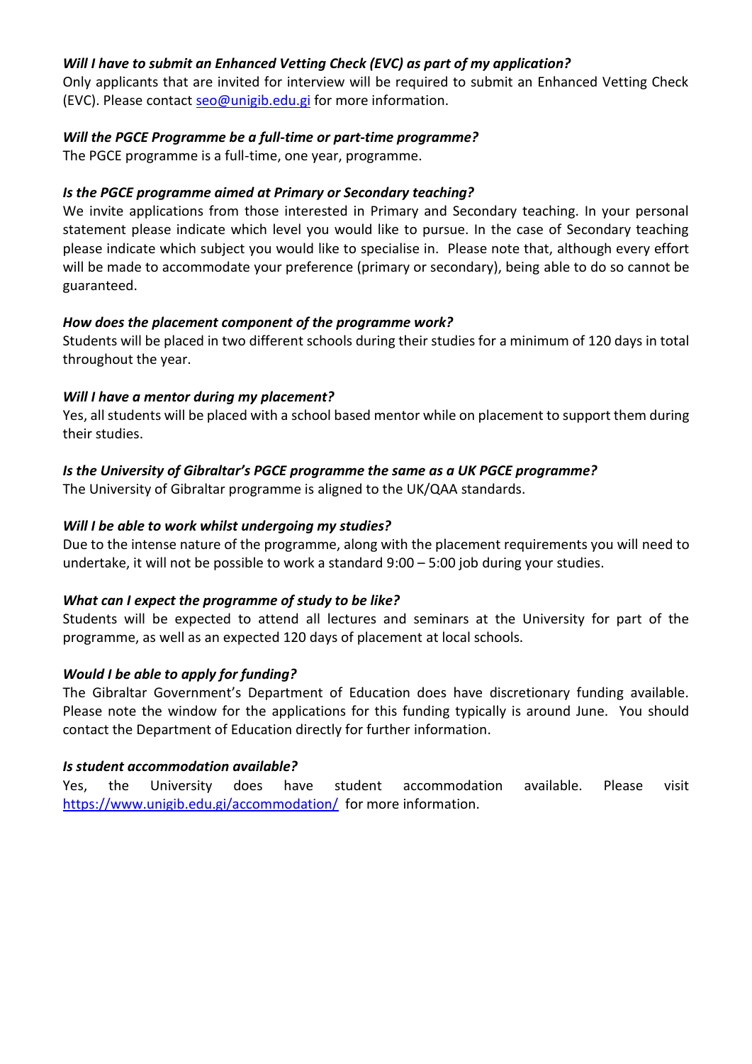*Will I have to submit an Enhanced Vetting Check (EVC) as part of my application?*
Only applicants that are invited for interview will be required to submit an Enhanced Vetting Check (EVC). Please contact seo@unigib.edu.gi for more information.

*Will the PGCE Programme be a full-time or part-time programme?*
The PGCE programme is a full-time, one year, programme.

*Is the PGCE programme aimed at Primary or Secondary teaching?*
We invite applications from those interested in Primary and Secondary teaching. In your personal statement please indicate which level you would like to pursue. In the case of Secondary teaching please indicate which subject you would like to specialise in. Please note that, although every effort will be made to accommodate your preference (primary or secondary), being able to do so cannot be guaranteed.

*How does the placement component of the programme work?*
Students will be placed in two different schools during their studies for a minimum of 120 days in total throughout the year.

*Will I have a mentor during my placement?*
Yes, all students will be placed with a school based mentor while on placement to support them during their studies.

*Is the University of Gibraltar's PGCE programme the same as a UK PGCE programme?*
The University of Gibraltar programme is aligned to the UK/QAA standards.

*Will I be able to work whilst undergoing my studies?*
Due to the intense nature of the programme, along with the placement requirements you will need to undertake, it will not be possible to work a standard 9:00 – 5:00 job during your studies.

*What can I expect the programme of study to be like?*
Students will be expected to attend all lectures and seminars at the University for part of the programme, as well as an expected 120 days of placement at local schools.

*Would I be able to apply for funding?*
The Gibraltar Government's Department of Education does have discretionary funding available. Please note the window for the applications for this funding typically is around June. You should contact the Department of Education directly for further information.

*Is student accommodation available?*
Yes, the University does have student accommodation available. Please visit https://www.unigib.edu.gi/accommodation/ for more information.